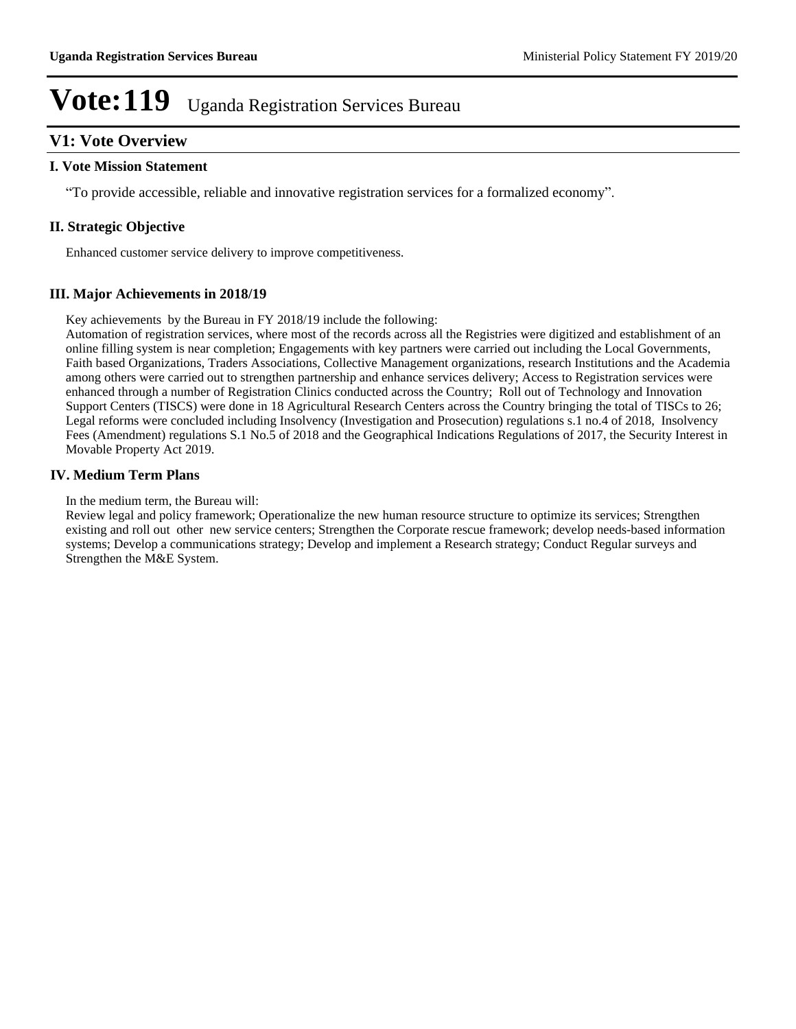# Vote:119 Uganda Registration Services Bureau

## V1: Vote Overview

### I. Vote Mission Statement

"To provide accessible, reliable and innovative registration services for a formalized economy".

### II. Strategic Objective

Enhanced customer service delivery to improve competitiveness.

### III. Major Achievements in 2018/19

Key achievements by the Bureau in FY 2018/19 include the following:
Automation of registration services, where most of the records across all the Registries were digitized and establishment of an online filling system is near completion; Engagements with key partners were carried out including the Local Governments, Faith based Organizations, Traders Associations, Collective Management organizations, research Institutions and the Academia among others were carried out to strengthen partnership and enhance services delivery; Access to Registration services were enhanced through a number of Registration Clinics conducted across the Country; Roll out of Technology and Innovation Support Centers (TISCS) were done in 18 Agricultural Research Centers across the Country bringing the total of TISCs to 26; Legal reforms were concluded including Insolvency (Investigation and Prosecution) regulations s.1 no.4 of 2018, Insolvency Fees (Amendment) regulations S.1 No.5 of 2018 and the Geographical Indications Regulations of 2017, the Security Interest in Movable Property Act 2019.

### IV. Medium Term Plans

In the medium term, the Bureau will:
Review legal and policy framework; Operationalize the new human resource structure to optimize its services; Strengthen existing and roll out other new service centers; Strengthen the Corporate rescue framework; develop needs-based information systems; Develop a communications strategy; Develop and implement a Research strategy; Conduct Regular surveys and Strengthen the M&E System.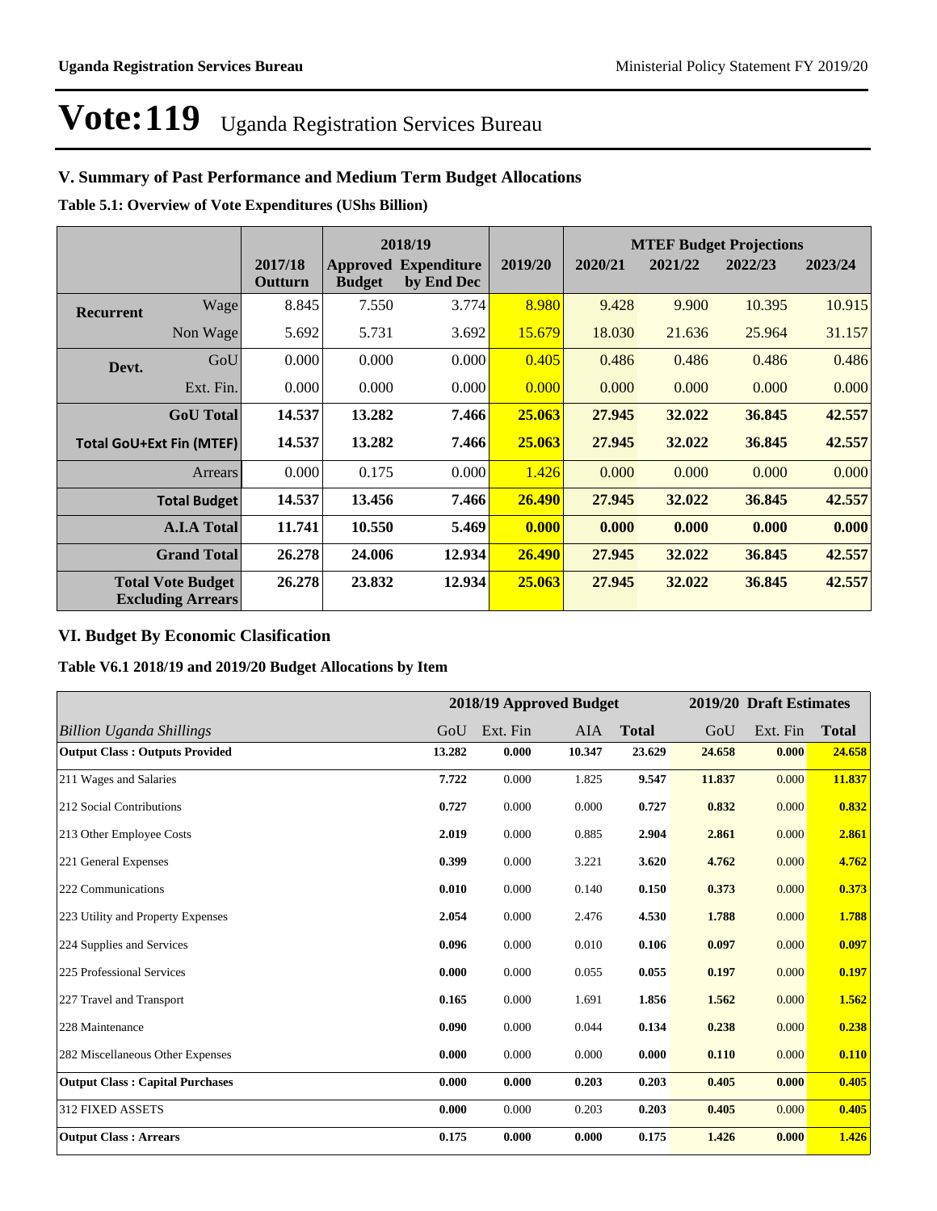# Vote:119 Uganda Registration Services Bureau

## V. Summary of Past Performance and Medium Term Budget Allocations

**Table 5.1: Overview of Vote Expenditures (UShs Billion)**

| | | 2017/18 Outturn | 2018/19 Approved Budget | 2018/19 Expenditure by End Dec | 2019/20 | MTEF Budget Projections 2020/21 | 2021/22 | 2022/23 | 2023/24 |
|---|---|---|---|---|---|---|---|---|---|
| **Recurrent** | Wage | 8.845 | 7.550 | 3.774 | 8.980 | 9.428 | 9.900 | 10.395 | 10.915 |
| | Non Wage | 5.692 | 5.731 | 3.692 | 15.679 | 18.030 | 21.636 | 25.964 | 31.157 |
| **Devt.** | GoU | 0.000 | 0.000 | 0.000 | 0.405 | 0.486 | 0.486 | 0.486 | 0.486 |
| | Ext. Fin. | 0.000 | 0.000 | 0.000 | 0.000 | 0.000 | 0.000 | 0.000 | 0.000 |
| | **GoU Total** | **14.537** | **13.282** | **7.466** | **25.063** | **27.945** | **32.022** | **36.845** | **42.557** |
| **Total GoU+Ext Fin (MTEF)** | | **14.537** | **13.282** | **7.466** | **25.063** | **27.945** | **32.022** | **36.845** | **42.557** |
| | Arrears | 0.000 | 0.175 | 0.000 | 1.426 | 0.000 | 0.000 | 0.000 | 0.000 |
| | **Total Budget** | **14.537** | **13.456** | **7.466** | **26.490** | **27.945** | **32.022** | **36.845** | **42.557** |
| | **A.I.A Total** | **11.741** | **10.550** | **5.469** | **0.000** | **0.000** | **0.000** | **0.000** | **0.000** |
| | **Grand Total** | **26.278** | **24.006** | **12.934** | **26.490** | **27.945** | **32.022** | **36.845** | **42.557** |
| **Total Vote Budget Excluding Arrears** | | **26.278** | **23.832** | **12.934** | **25.063** | **27.945** | **32.022** | **36.845** | **42.557** |

## VI. Budget By Economic Clasification

**Table V6.1 2018/19 and 2019/20 Budget Allocations by Item**

| | 2018/19 Approved Budget | | | | 2019/20 Draft Estimates | | |
|---|---|---|---|---|---|---|---|
| *Billion Uganda Shillings* | GoU | Ext. Fin | AIA | **Total** | GoU | Ext. Fin | **Total** |
| **Output Class : Outputs Provided** | **13.282** | **0.000** | **10.347** | **23.629** | **24.658** | **0.000** | **24.658** |
| 211 Wages and Salaries | **7.722** | 0.000 | 1.825 | **9.547** | **11.837** | 0.000 | **11.837** |
| 212 Social Contributions | **0.727** | 0.000 | 0.000 | **0.727** | **0.832** | 0.000 | **0.832** |
| 213 Other Employee Costs | **2.019** | 0.000 | 0.885 | **2.904** | **2.861** | 0.000 | **2.861** |
| 221 General Expenses | **0.399** | 0.000 | 3.221 | **3.620** | **4.762** | 0.000 | **4.762** |
| 222 Communications | **0.010** | 0.000 | 0.140 | **0.150** | **0.373** | 0.000 | **0.373** |
| 223 Utility and Property Expenses | **2.054** | 0.000 | 2.476 | **4.530** | **1.788** | 0.000 | **1.788** |
| 224 Supplies and Services | **0.096** | 0.000 | 0.010 | **0.106** | **0.097** | 0.000 | **0.097** |
| 225 Professional Services | **0.000** | 0.000 | 0.055 | **0.055** | **0.197** | 0.000 | **0.197** |
| 227 Travel and Transport | **0.165** | 0.000 | 1.691 | **1.856** | **1.562** | 0.000 | **1.562** |
| 228 Maintenance | **0.090** | 0.000 | 0.044 | **0.134** | **0.238** | 0.000 | **0.238** |
| 282 Miscellaneous Other Expenses | **0.000** | 0.000 | 0.000 | **0.000** | **0.110** | 0.000 | **0.110** |
| **Output Class : Capital Purchases** | **0.000** | **0.000** | **0.203** | **0.203** | **0.405** | **0.000** | **0.405** |
| 312 FIXED ASSETS | **0.000** | 0.000 | 0.203 | **0.203** | **0.405** | 0.000 | **0.405** |
| **Output Class : Arrears** | **0.175** | **0.000** | **0.000** | **0.175** | **1.426** | **0.000** | **1.426** |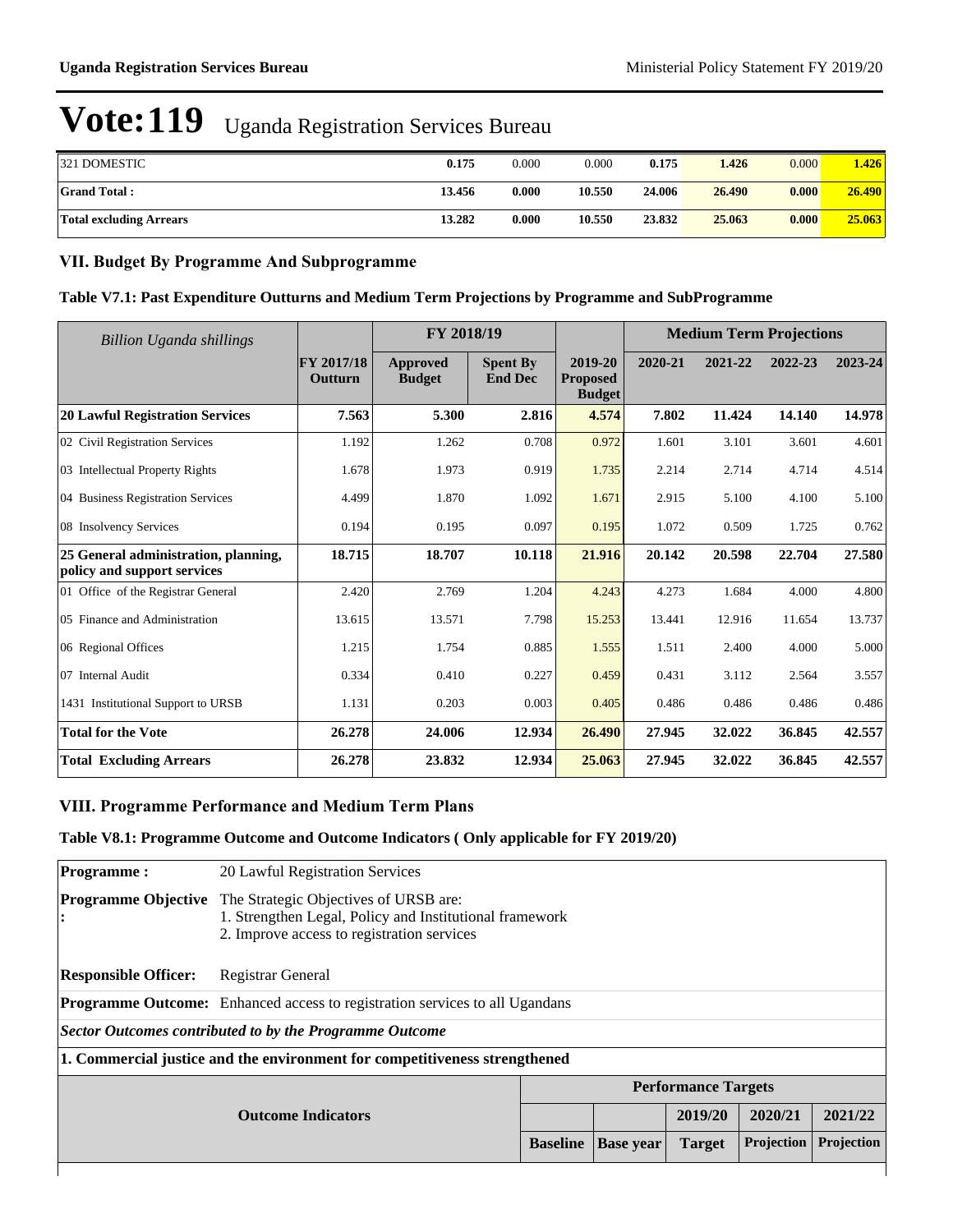# Vote:119 Uganda Registration Services Bureau

| | | | | | | | |
|---|---|---|---|---|---|---|---|
| 321 DOMESTIC | 0.175 | 0.000 | 0.000 | 0.175 | 1.426 | 0.000 | 1.426 |
| **Grand Total :** | **13.456** | **0.000** | **10.550** | **24.006** | **26.490** | **0.000** | **26.490** |
| **Total excluding Arrears** | **13.282** | **0.000** | **10.550** | **23.832** | **25.063** | **0.000** | **25.063** |

## VII. Budget By Programme And Subprogramme

### Table V7.1: Past Expenditure Outturns and Medium Term Projections by Programme and SubProgramme

| *Billion Uganda shillings* | | FY 2018/19 | | | Medium Term Projections | | | |
|---|---|---|---|---|---|---|---|---|
| | **FY 2017/18 Outturn** | **Approved Budget** | **Spent By End Dec** | **2019-20 Proposed Budget** | **2020-21** | **2021-22** | **2022-23** | **2023-24** |
| **20 Lawful Registration Services** | **7.563** | **5.300** | **2.816** | **4.574** | **7.802** | **11.424** | **14.140** | **14.978** |
| 02 Civil Registration Services | 1.192 | 1.262 | 0.708 | 0.972 | 1.601 | 3.101 | 3.601 | 4.601 |
| 03 Intellectual Property Rights | 1.678 | 1.973 | 0.919 | 1.735 | 2.214 | 2.714 | 4.714 | 4.514 |
| 04 Business Registration Services | 4.499 | 1.870 | 1.092 | 1.671 | 2.915 | 5.100 | 4.100 | 5.100 |
| 08 Insolvency Services | 0.194 | 0.195 | 0.097 | 0.195 | 1.072 | 0.509 | 1.725 | 0.762 |
| **25 General administration, planning, policy and support services** | **18.715** | **18.707** | **10.118** | **21.916** | **20.142** | **20.598** | **22.704** | **27.580** |
| 01 Office of the Registrar General | 2.420 | 2.769 | 1.204 | 4.243 | 4.273 | 1.684 | 4.000 | 4.800 |
| 05 Finance and Administration | 13.615 | 13.571 | 7.798 | 15.253 | 13.441 | 12.916 | 11.654 | 13.737 |
| 06 Regional Offices | 1.215 | 1.754 | 0.885 | 1.555 | 1.511 | 2.400 | 4.000 | 5.000 |
| 07 Internal Audit | 0.334 | 0.410 | 0.227 | 0.459 | 0.431 | 3.112 | 2.564 | 3.557 |
| 1431 Institutional Support to URSB | 1.131 | 0.203 | 0.003 | 0.405 | 0.486 | 0.486 | 0.486 | 0.486 |
| **Total for the Vote** | **26.278** | **24.006** | **12.934** | **26.490** | **27.945** | **32.022** | **36.845** | **42.557** |
| **Total Excluding Arrears** | **26.278** | **23.832** | **12.934** | **25.063** | **27.945** | **32.022** | **36.845** | **42.557** |

## VIII. Programme Performance and Medium Term Plans

### Table V8.1: Programme Outcome and Outcome Indicators ( Only applicable for FY 2019/20)

| | |
|---|---|
| **Programme :** | 20 Lawful Registration Services |
| **Programme Objective :** | The Strategic Objectives of URSB are:<br>1. Strengthen Legal, Policy and Institutional framework<br>2. Improve access to registration services |
| **Responsible Officer:** | Registrar General |
| **Programme Outcome:** | Enhanced access to registration services to all Ugandans |

***Sector Outcomes contributed to by the Programme Outcome***

**1. Commercial justice and the environment for competitiveness strengthened**

| Outcome Indicators | Performance Targets | | | | |
|---|---|---|---|---|---|
| | | | **2019/20** | **2020/21** | **2021/22** |
| | **Baseline** | **Base year** | **Target** | **Projection** | **Projection** |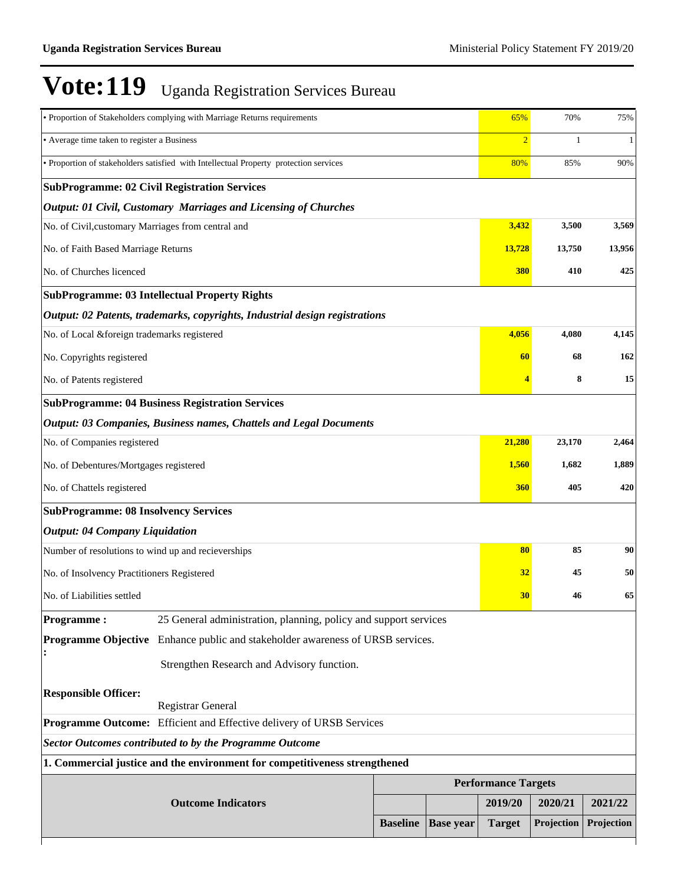# Vote:119 Uganda Registration Services Bureau

| | | | |
|---|---|---|---|
| • Proportion of Stakeholders complying with Marriage Returns requirements | 65% | 70% | 75% |
| • Average time taken to register a Business | 2 | 1 | 1 |
| • Proportion of stakeholders satisfied with Intellectual Property protection services | 80% | 85% | 90% |
| **SubProgramme: 02 Civil Registration Services** | | | |
| ***Output: 01 Civil, Customary Marriages and Licensing of Churches*** | | | |
| No. of Civil,customary Marriages from central and | **3,432** | **3,500** | **3,569** |
| No. of Faith Based Marriage Returns | **13,728** | **13,750** | **13,956** |
| No. of Churches licenced | **380** | **410** | **425** |
| **SubProgramme: 03 Intellectual Property Rights** | | | |
| ***Output: 02 Patents, trademarks, copyrights, Industrial design registrations*** | | | |
| No. of Local &foreign trademarks registered | **4,056** | **4,080** | **4,145** |
| No. Copyrights registered | **60** | **68** | **162** |
| No. of Patents registered | **4** | **8** | **15** |
| **SubProgramme: 04 Business Registration Services** | | | |
| ***Output: 03 Companies, Business names, Chattels and Legal Documents*** | | | |
| No. of Companies registered | **21,280** | **23,170** | **2,464** |
| No. of Debentures/Mortgages registered | **1,560** | **1,682** | **1,889** |
| No. of Chattels registered | **360** | **405** | **420** |
| **SubProgramme: 08 Insolvency Services** | | | |
| ***Output: 04 Company Liquidation*** | | | |
| Number of resolutions to wind up and recieverships | **80** | **85** | **90** |
| No. of Insolvency Practitioners Registered | **32** | **45** | **50** |
| No. of Liabilities settled | **30** | **46** | **65** |

**Programme :** 25 General administration, planning, policy and support services

**Programme Objective :** Enhance public and stakeholder awareness of URSB services.

Strengthen Research and Advisory function.

**Responsible Officer:** Registrar General

**Programme Outcome:** Efficient and Effective delivery of URSB Services

***Sector Outcomes contributed to by the Programme Outcome***

**1. Commercial justice and the environment for competitiveness strengthened**

| Outcome Indicators | Performance Targets | | | | |
|---|---|---|---|---|---|
| | | | 2019/20 | 2020/21 | 2021/22 |
| | Baseline | Base year | Target | Projection | Projection |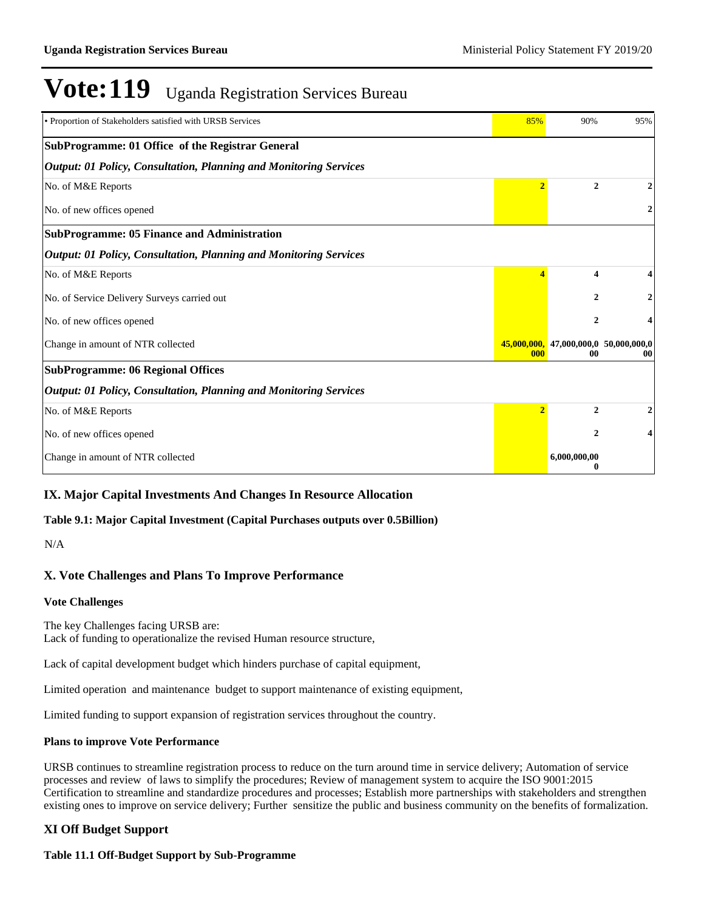# Vote:119 Uganda Registration Services Bureau

| | | | |
|---|---|---|---|
| • Proportion of Stakeholders satisfied with URSB Services | 85% | 90% | 95% |
| **SubProgramme: 01 Office of the Registrar General** | | | |
| ***Output: 01 Policy, Consultation, Planning and Monitoring Services*** | | | |
| No. of M&E Reports | **2** | **2** | **2** |
| No. of new offices opened | | | **2** |
| **SubProgramme: 05 Finance and Administration** | | | |
| ***Output: 01 Policy, Consultation, Planning and Monitoring Services*** | | | |
| No. of M&E Reports | **4** | **4** | **4** |
| No. of Service Delivery Surveys carried out | | **2** | **2** |
| No. of new offices opened | | **2** | **4** |
| Change in amount of NTR collected | **45,000,000,000** | **47,000,000,000** | **50,000,000,000** |
| **SubProgramme: 06 Regional Offices** | | | |
| ***Output: 01 Policy, Consultation, Planning and Monitoring Services*** | | | |
| No. of M&E Reports | **2** | **2** | **2** |
| No. of new offices opened | | **2** | **4** |
| Change in amount of NTR collected | | **6,000,000,000** | |

## IX. Major Capital Investments And Changes In Resource Allocation

### Table 9.1: Major Capital Investment (Capital Purchases outputs over 0.5Billion)

N/A

## X. Vote Challenges and Plans To Improve Performance

### Vote Challenges

The key Challenges facing URSB are:
Lack of funding to operationalize the revised Human resource structure,

Lack of capital development budget which hinders purchase of capital equipment,

Limited operation and maintenance budget to support maintenance of existing equipment,

Limited funding to support expansion of registration services throughout the country.

### Plans to improve Vote Performance

URSB continues to streamline registration process to reduce on the turn around time in service delivery; Automation of service processes and review of laws to simplify the procedures; Review of management system to acquire the ISO 9001:2015 Certification to streamline and standardize procedures and processes; Establish more partnerships with stakeholders and strengthen existing ones to improve on service delivery; Further sensitize the public and business community on the benefits of formalization.

## XI Off Budget Support

### Table 11.1 Off-Budget Support by Sub-Programme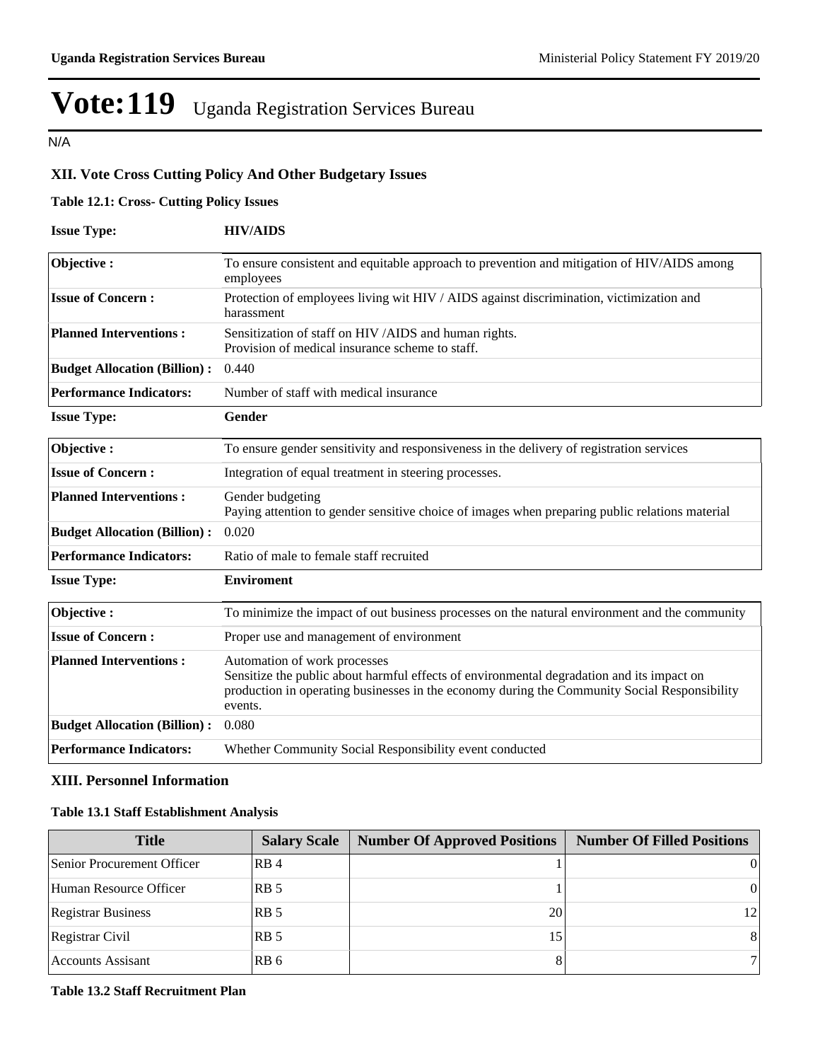# Vote:119 Uganda Registration Services Bureau

N/A

### XII. Vote Cross Cutting Policy And Other Budgetary Issues

**Table 12.1: Cross- Cutting Policy Issues**

**Issue Type:** **HIV/AIDS**

| | |
|---|---|
| **Objective :** | To ensure consistent and equitable approach to prevention and mitigation of HIV/AIDS among employees |
| **Issue of Concern :** | Protection of employees living wit HIV / AIDS against discrimination, victimization and harassment |
| **Planned Interventions :** | Sensitization of staff on HIV /AIDS and human rights.<br>Provision of medical insurance scheme to staff. |
| **Budget Allocation (Billion) :** | 0.440 |
| **Performance Indicators:** | Number of staff with medical insurance |

**Issue Type:** **Gender**

| | |
|---|---|
| **Objective :** | To ensure gender sensitivity and responsiveness in the delivery of registration services |
| **Issue of Concern :** | Integration of equal treatment in steering processes. |
| **Planned Interventions :** | Gender budgeting<br>Paying attention to gender sensitive choice of images when preparing public relations material |
| **Budget Allocation (Billion) :** | 0.020 |
| **Performance Indicators:** | Ratio of male to female staff recruited |

**Issue Type:** **Enviroment**

| | |
|---|---|
| **Objective :** | To minimize the impact of out business processes on the natural environment and the community |
| **Issue of Concern :** | Proper use and management of environment |
| **Planned Interventions :** | Automation of work processes<br>Sensitize the public about harmful effects of environmental degradation and its impact on production in operating businesses in the economy during the Community Social Responsibility events. |
| **Budget Allocation (Billion) :** | 0.080 |
| **Performance Indicators:** | Whether Community Social Responsibility event conducted |

### XIII. Personnel Information

**Table 13.1 Staff Establishment Analysis**

| Title | Salary Scale | Number Of Approved Positions | Number Of Filled Positions |
|---|---|---|---|
| Senior Procurement Officer | RB 4 | 1 | 0 |
| Human Resource Officer | RB 5 | 1 | 0 |
| Registrar Business | RB 5 | 20 | 12 |
| Registrar Civil | RB 5 | 15 | 8 |
| Accounts Assisant | RB 6 | 8 | 7 |

**Table 13.2 Staff Recruitment Plan**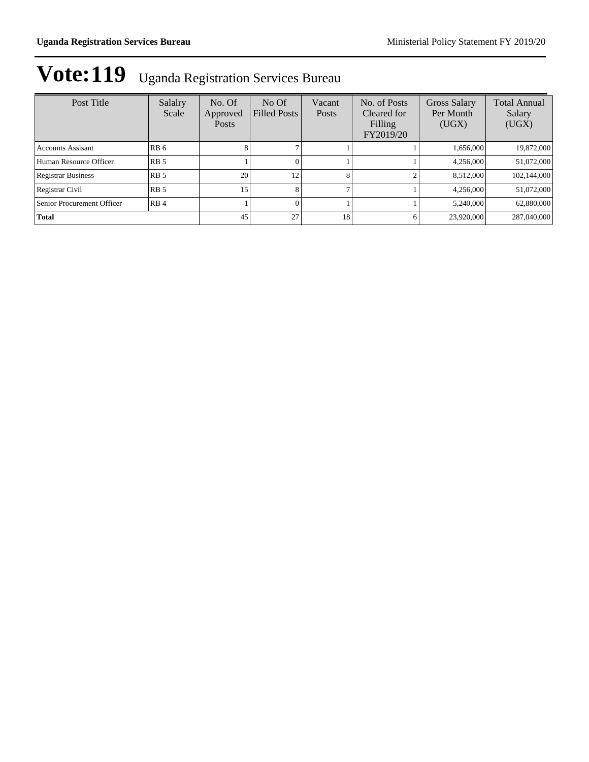# Vote:119 Uganda Registration Services Bureau

| Post Title | Salalry Scale | No. Of Approved Posts | No Of Filled Posts | Vacant Posts | No. of Posts Cleared for Filling FY2019/20 | Gross Salary Per Month (UGX) | Total Annual Salary (UGX) |
|---|---|---|---|---|---|---|---|
| Accounts Assisant | RB 6 | 8 | 7 | 1 | 1 | 1,656,000 | 19,872,000 |
| Human Resource Officer | RB 5 | 1 | 0 | 1 | 1 | 4,256,000 | 51,072,000 |
| Registrar Business | RB 5 | 20 | 12 | 8 | 2 | 8,512,000 | 102,144,000 |
| Registrar Civil | RB 5 | 15 | 8 | 7 | 1 | 4,256,000 | 51,072,000 |
| Senior Procurement Officer | RB 4 | 1 | 0 | 1 | 1 | 5,240,000 | 62,880,000 |
| **Total** | | 45 | 27 | 18 | 6 | 23,920,000 | 287,040,000 |